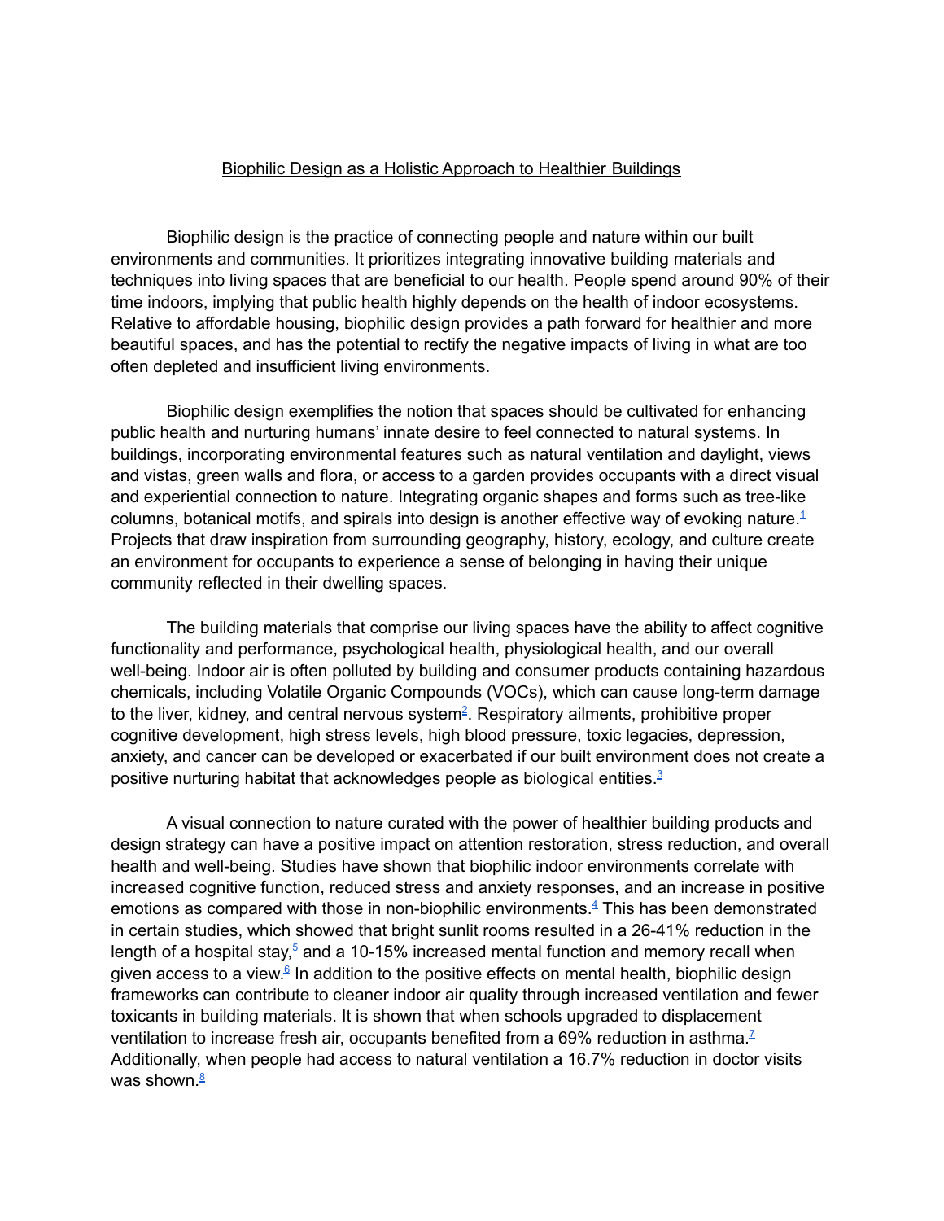# Biophilic Design as a Holistic Approach to Healthier Buildings

Biophilic design is the practice of connecting people and nature within our built environments and communities. It prioritizes integrating innovative building materials and techniques into living spaces that are beneficial to our health. People spend around 90% of their time indoors, implying that public health highly depends on the health of indoor ecosystems. Relative to affordable housing, biophilic design provides a path forward for healthier and more beautiful spaces, and has the potential to rectify the negative impacts of living in what are too often depleted and insufficient living environments.

Biophilic design exemplifies the notion that spaces should be cultivated for enhancing public health and nurturing humans' innate desire to feel connected to natural systems. In buildings, incorporating environmental features such as natural ventilation and daylight, views and vistas, green walls and flora, or access to a garden provides occupants with a direct visual and experiential connection to nature. Integrating organic shapes and forms such as tree-like columns, botanical motifs, and spirals into design is another effective way of evoking nature.[1] Projects that draw inspiration from surrounding geography, history, ecology, and culture create an environment for occupants to experience a sense of belonging in having their unique community reflected in their dwelling spaces.

The building materials that comprise our living spaces have the ability to affect cognitive functionality and performance, psychological health, physiological health, and our overall well-being. Indoor air is often polluted by building and consumer products containing hazardous chemicals, including Volatile Organic Compounds (VOCs), which can cause long-term damage to the liver, kidney, and central nervous system[2]. Respiratory ailments, prohibitive proper cognitive development, high stress levels, high blood pressure, toxic legacies, depression, anxiety, and cancer can be developed or exacerbated if our built environment does not create a positive nurturing habitat that acknowledges people as biological entities.[3]

A visual connection to nature curated with the power of healthier building products and design strategy can have a positive impact on attention restoration, stress reduction, and overall health and well-being. Studies have shown that biophilic indoor environments correlate with increased cognitive function, reduced stress and anxiety responses, and an increase in positive emotions as compared with those in non-biophilic environments.[4] This has been demonstrated in certain studies, which showed that bright sunlit rooms resulted in a 26-41% reduction in the length of a hospital stay,[5] and a 10-15% increased mental function and memory recall when given access to a view.[6] In addition to the positive effects on mental health, biophilic design frameworks can contribute to cleaner indoor air quality through increased ventilation and fewer toxicants in building materials. It is shown that when schools upgraded to displacement ventilation to increase fresh air, occupants benefited from a 69% reduction in asthma.[7] Additionally, when people had access to natural ventilation a 16.7% reduction in doctor visits was shown.[8]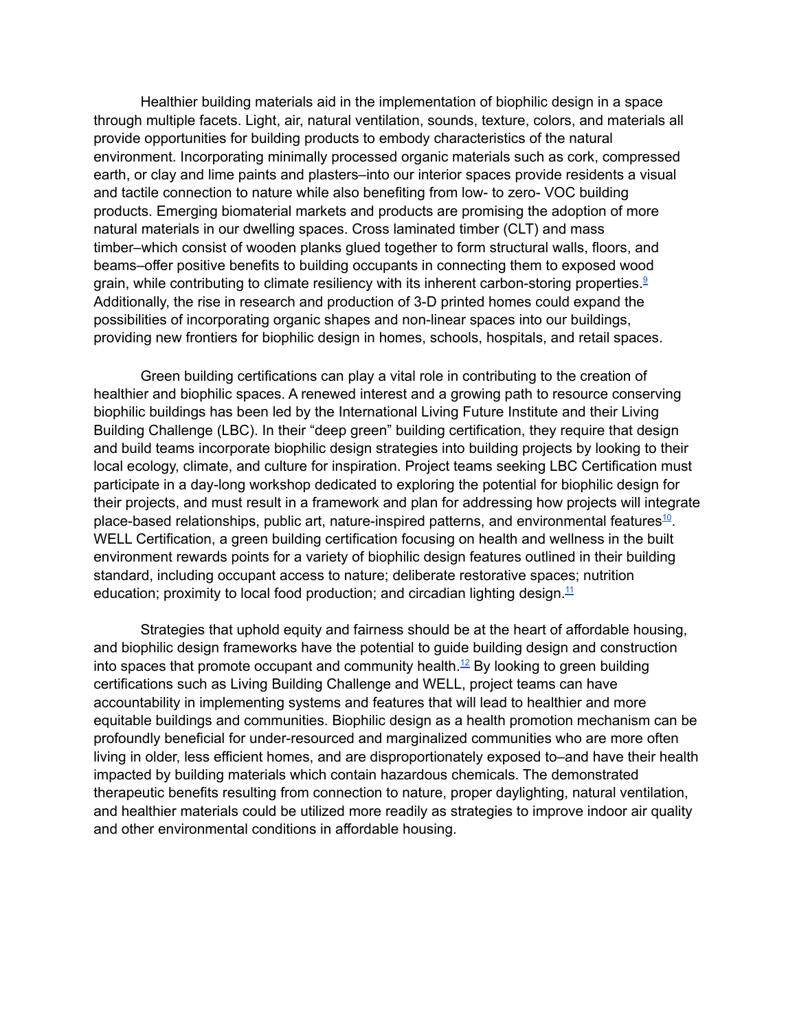Healthier building materials aid in the implementation of biophilic design in a space through multiple facets. Light, air, natural ventilation, sounds, texture, colors, and materials all provide opportunities for building products to embody characteristics of the natural environment. Incorporating minimally processed organic materials such as cork, compressed earth, or clay and lime paints and plasters–into our interior spaces provide residents a visual and tactile connection to nature while also benefiting from low- to zero- VOC building products. Emerging biomaterial markets and products are promising the adoption of more natural materials in our dwelling spaces. Cross laminated timber (CLT) and mass timber–which consist of wooden planks glued together to form structural walls, floors, and beams–offer positive benefits to building occupants in connecting them to exposed wood grain, while contributing to climate resiliency with its inherent carbon-storing properties.[9] Additionally, the rise in research and production of 3-D printed homes could expand the possibilities of incorporating organic shapes and non-linear spaces into our buildings, providing new frontiers for biophilic design in homes, schools, hospitals, and retail spaces.

Green building certifications can play a vital role in contributing to the creation of healthier and biophilic spaces. A renewed interest and a growing path to resource conserving biophilic buildings has been led by the International Living Future Institute and their Living Building Challenge (LBC). In their "deep green" building certification, they require that design and build teams incorporate biophilic design strategies into building projects by looking to their local ecology, climate, and culture for inspiration. Project teams seeking LBC Certification must participate in a day-long workshop dedicated to exploring the potential for biophilic design for their projects, and must result in a framework and plan for addressing how projects will integrate place-based relationships, public art, nature-inspired patterns, and environmental features[10]. WELL Certification, a green building certification focusing on health and wellness in the built environment rewards points for a variety of biophilic design features outlined in their building standard, including occupant access to nature; deliberate restorative spaces; nutrition education; proximity to local food production; and circadian lighting design.[11]

Strategies that uphold equity and fairness should be at the heart of affordable housing, and biophilic design frameworks have the potential to guide building design and construction into spaces that promote occupant and community health.[12] By looking to green building certifications such as Living Building Challenge and WELL, project teams can have accountability in implementing systems and features that will lead to healthier and more equitable buildings and communities. Biophilic design as a health promotion mechanism can be profoundly beneficial for under-resourced and marginalized communities who are more often living in older, less efficient homes, and are disproportionately exposed to–and have their health impacted by building materials which contain hazardous chemicals. The demonstrated therapeutic benefits resulting from connection to nature, proper daylighting, natural ventilation, and healthier materials could be utilized more readily as strategies to improve indoor air quality and other environmental conditions in affordable housing.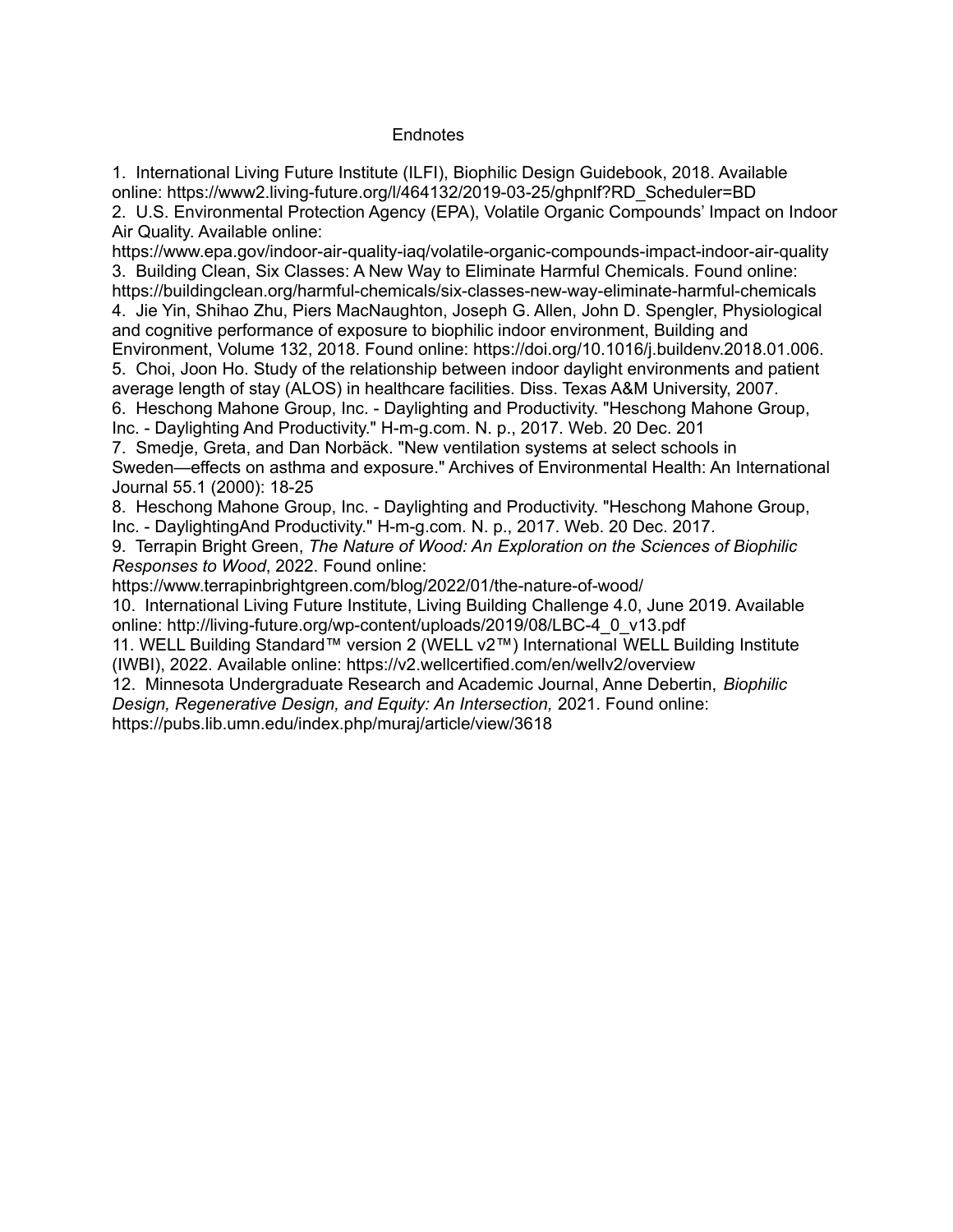## Endnotes

1. International Living Future Institute (ILFI), Biophilic Design Guidebook, 2018. Available online: https://www2.living-future.org/l/464132/2019-03-25/ghpnlf?RD_Scheduler=BD
2. U.S. Environmental Protection Agency (EPA), Volatile Organic Compounds' Impact on Indoor Air Quality. Available online: https://www.epa.gov/indoor-air-quality-iaq/volatile-organic-compounds-impact-indoor-air-quality
3. Building Clean, Six Classes: A New Way to Eliminate Harmful Chemicals. Found online: https://buildingclean.org/harmful-chemicals/six-classes-new-way-eliminate-harmful-chemicals
4. Jie Yin, Shihao Zhu, Piers MacNaughton, Joseph G. Allen, John D. Spengler, Physiological and cognitive performance of exposure to biophilic indoor environment, Building and Environment, Volume 132, 2018. Found online: https://doi.org/10.1016/j.buildenv.2018.01.006.
5. Choi, Joon Ho. Study of the relationship between indoor daylight environments and patient average length of stay (ALOS) in healthcare facilities. Diss. Texas A&M University, 2007.
6. Heschong Mahone Group, Inc. - Daylighting and Productivity. "Heschong Mahone Group, Inc. - Daylighting And Productivity." H-m-g.com. N. p., 2017. Web. 20 Dec. 201
7. Smedje, Greta, and Dan Norbäck. "New ventilation systems at select schools in Sweden—effects on asthma and exposure." Archives of Environmental Health: An International Journal 55.1 (2000): 18-25
8. Heschong Mahone Group, Inc. - Daylighting and Productivity. "Heschong Mahone Group, Inc. - DaylightingAnd Productivity." H-m-g.com. N. p., 2017. Web. 20 Dec. 2017.
9. Terrapin Bright Green, *The Nature of Wood: An Exploration on the Sciences of Biophilic Responses to Wood*, 2022. Found online: https://www.terrapinbrightgreen.com/blog/2022/01/the-nature-of-wood/
10. International Living Future Institute, Living Building Challenge 4.0, June 2019. Available online: http://living-future.org/wp-content/uploads/2019/08/LBC-4_0_v13.pdf
11. WELL Building Standard™ version 2 (WELL v2™) International WELL Building Institute (IWBI), 2022. Available online: https://v2.wellcertified.com/en/wellv2/overview
12. Minnesota Undergraduate Research and Academic Journal, Anne Debertin, *Biophilic Design, Regenerative Design, and Equity: An Intersection,* 2021. Found online: https://pubs.lib.umn.edu/index.php/muraj/article/view/3618